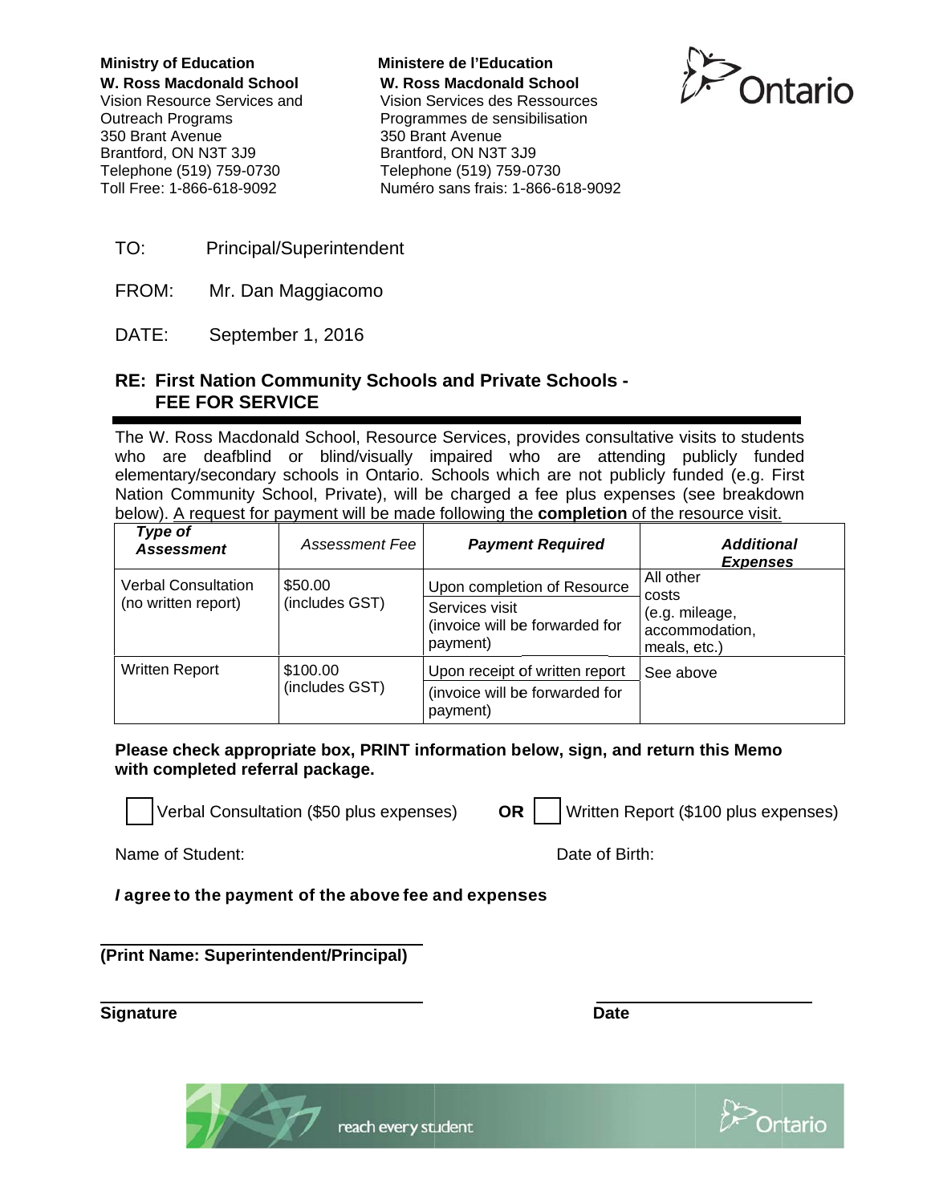**Ministry of Education**
**W. Ross Macdonald School**
Vision Resource Services and
Outreach Programs
350 Brant Avenue
Brantford, ON N3T 3J9
Telephone (519) 759-0730
Toll Free: 1-866-618-9092

**Ministere de l'Education**
**W. Ross Macdonald School**
Vision Services des Ressources
Programmes de sensibilisation
350 Brant Avenue
Brantford, ON N3T 3J9
Telephone (519) 759-0730
Numéro sans frais: 1-866-618-9092

TO: Principal/Superintendent

FROM: Mr. Dan Maggiacomo

DATE: September 1, 2016

## RE: First Nation Community Schools and Private Schools - FEE FOR SERVICE

The W. Ross Macdonald School, Resource Services, provides consultative visits to students who are deafblind or blind/visually impaired who are attending publicly funded elementary/secondary schools in Ontario. Schools which are not publicly funded (e.g. First Nation Community School, Private), will be charged a fee plus expenses (see breakdown below). A request for payment will be made following the **completion** of the resource visit.

| ***Type of Assessment*** | *Assessment Fee* | ***Payment Required*** | ***Additional Expenses*** |
|---|---|---|---|
| Verbal Consultation (no written report) | $50.00 (includes GST) | Upon completion of Resource Services visit (invoice will be forwarded for payment) | All other costs (e.g. mileage, accommodation, meals, etc.) |
| Written Report | $100.00 (includes GST) | Upon receipt of written report (invoice will be forwarded for payment) | See above |

**Please check appropriate box, PRINT information below, sign, and return this Memo with completed referral package.**

☐ Verbal Consultation ($50 plus expenses) **OR** ☐ Written Report ($100 plus expenses)

Name of Student: Date of Birth:

***I* agree to the payment of the above fee and expenses**

______________________________
**(Print Name: Superintendent/Principal)**

______________________________ ______________________
**Signature** **Date**

reach every student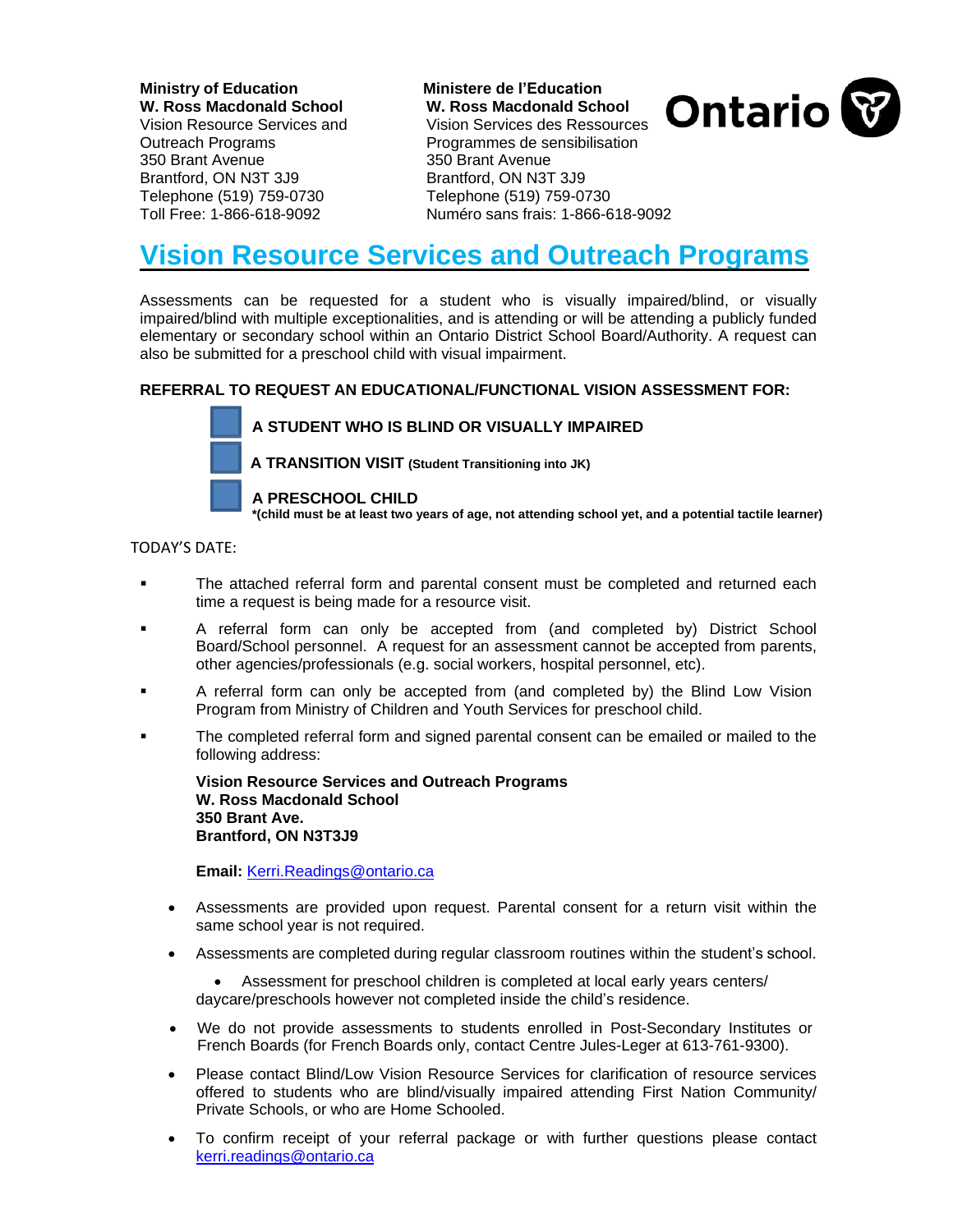**Ministry of Education**
**W. Ross Macdonald School**
Vision Resource Services and Outreach Programs
350 Brant Avenue
Brantford, ON N3T 3J9
Telephone (519) 759-0730
Toll Free: 1-866-618-9092

**Ministere de l'Education**
**W. Ross Macdonald School**
Vision Services des Ressources
Programmes de sensibilisation
350 Brant Avenue
Brantford, ON N3T 3J9
Telephone (519) 759-0730
Numéro sans frais: 1-866-618-9092

Ontario

# Vision Resource Services and Outreach Programs

Assessments can be requested for a student who is visually impaired/blind, or visually impaired/blind with multiple exceptionalities, and is attending or will be attending a publicly funded elementary or secondary school within an Ontario District School Board/Authority. A request can also be submitted for a preschool child with visual impairment.

**REFERRAL TO REQUEST AN EDUCATIONAL/FUNCTIONAL VISION ASSESSMENT FOR:**

- ☐ **A STUDENT WHO IS BLIND OR VISUALLY IMPAIRED**
- ☐ **A TRANSITION VISIT** **(Student Transitioning into JK)**
- ☐ **A PRESCHOOL CHILD**
  **\*(child must be at least two years of age, not attending school yet, and a potential tactile learner)**

TODAY'S DATE:

- The attached referral form and parental consent must be completed and returned each time a request is being made for a resource visit.
- A referral form can only be accepted from (and completed by) District School Board/School personnel. A request for an assessment cannot be accepted from parents, other agencies/professionals (e.g. social workers, hospital personnel, etc).
- A referral form can only be accepted from (and completed by) the Blind Low Vision Program from Ministry of Children and Youth Services for preschool child.
- The completed referral form and signed parental consent can be emailed or mailed to the following address:

  **Vision Resource Services and Outreach Programs**
  **W. Ross Macdonald School**
  **350 Brant Ave.**
  **Brantford, ON N3T3J9**

  **Email:** Kerri.Readings@ontario.ca

- Assessments are provided upon request. Parental consent for a return visit within the same school year is not required.
- Assessments are completed during regular classroom routines within the student's school.
  - Assessment for preschool children is completed at local early years centers/ daycare/preschools however not completed inside the child's residence.
- We do not provide assessments to students enrolled in Post-Secondary Institutes or French Boards (for French Boards only, contact Centre Jules-Leger at 613-761-9300).
- Please contact Blind/Low Vision Resource Services for clarification of resource services offered to students who are blind/visually impaired attending First Nation Community/ Private Schools, or who are Home Schooled.
- To confirm receipt of your referral package or with further questions please contact kerri.readings@ontario.ca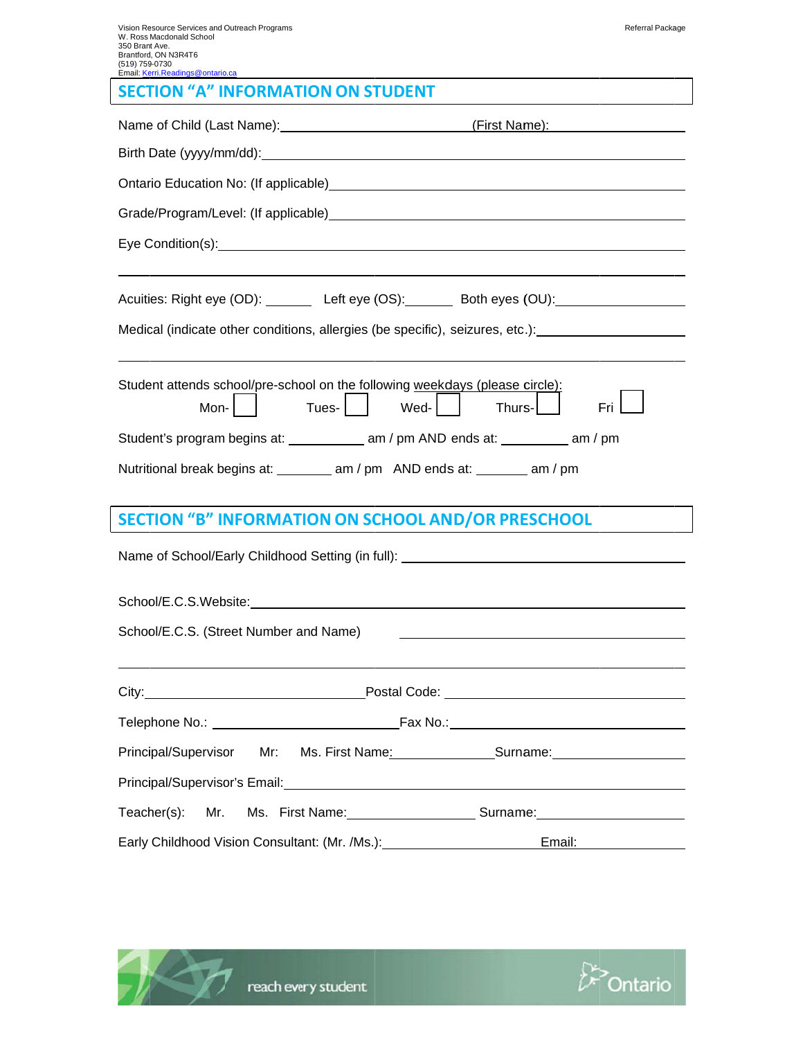Vision Resource Services and Outreach Programs
W. Ross Macdonald School
350 Brant Ave.
Brantford, ON N3R4T6
(519) 759-0730
Email: Kerri.Readings@ontario.ca

Referral Package

## SECTION "A" INFORMATION ON STUDENT

Name of Child (Last Name): \_\_\_\_\_\_\_\_\_\_\_\_\_\_\_\_\_\_\_\_ (First Name): \_\_\_\_\_\_\_\_\_\_\_\_\_\_\_\_\_\_\_\_

Birth Date (yyyy/mm/dd): \_\_\_\_\_\_\_\_\_\_\_\_\_\_\_\_\_\_\_\_\_\_\_\_\_\_\_\_\_\_\_\_\_\_\_\_\_\_\_\_

Ontario Education No: (If applicable) \_\_\_\_\_\_\_\_\_\_\_\_\_\_\_\_\_\_\_\_\_\_\_\_\_\_\_\_\_\_\_\_\_\_\_\_

Grade/Program/Level: (If applicable) \_\_\_\_\_\_\_\_\_\_\_\_\_\_\_\_\_\_\_\_\_\_\_\_\_\_\_\_\_\_\_\_\_\_\_\_

Eye Condition(s): \_\_\_\_\_\_\_\_\_\_\_\_\_\_\_\_\_\_\_\_\_\_\_\_\_\_\_\_\_\_\_\_\_\_\_\_\_\_\_\_\_\_\_\_\_\_

\_\_\_\_\_\_\_\_\_\_\_\_\_\_\_\_\_\_\_\_\_\_\_\_\_\_\_\_\_\_\_\_\_\_\_\_\_\_\_\_\_\_\_\_\_\_\_\_\_\_\_\_\_\_\_\_\_\_\_\_\_\_

Acuities: Right eye (OD): \_\_\_\_\_\_ Left eye (OS): \_\_\_\_\_\_ Both eyes (OU): \_\_\_\_\_\_\_\_\_\_\_\_

Medical (indicate other conditions, allergies (be specific), seizures, etc.): \_\_\_\_\_\_\_\_\_\_\_\_\_\_\_\_\_\_

\_\_\_\_\_\_\_\_\_\_\_\_\_\_\_\_\_\_\_\_\_\_\_\_\_\_\_\_\_\_\_\_\_\_\_\_\_\_\_\_\_\_\_\_\_\_\_\_\_\_\_\_\_\_\_\_\_\_\_\_\_\_

Student attends school/pre-school on the following weekdays (please circle):

Mon- ☐ Tues- ☐ Wed- ☐ Thurs- ☐ Fri ☐

Student's program begins at: \_\_\_\_\_\_\_\_\_ am / pm AND ends at: \_\_\_\_\_\_\_\_\_ am / pm

Nutritional break begins at: \_\_\_\_\_\_\_ am / pm AND ends at: \_\_\_\_\_\_\_ am / pm

## SECTION "B" INFORMATION ON SCHOOL AND/OR PRESCHOOL

Name of School/Early Childhood Setting (in full): \_\_\_\_\_\_\_\_\_\_\_\_\_\_\_\_\_\_\_\_\_\_\_\_\_\_\_\_\_\_

School/E.C.S.Website: \_\_\_\_\_\_\_\_\_\_\_\_\_\_\_\_\_\_\_\_\_\_\_\_\_\_\_\_\_\_\_\_\_\_\_\_\_\_\_\_\_\_\_\_

School/E.C.S. (Street Number and Name) \_\_\_\_\_\_\_\_\_\_\_\_\_\_\_\_\_\_\_\_\_\_\_\_\_\_\_\_\_\_

\_\_\_\_\_\_\_\_\_\_\_\_\_\_\_\_\_\_\_\_\_\_\_\_\_\_\_\_\_\_\_\_\_\_\_\_\_\_\_\_\_\_\_\_\_\_\_\_\_\_\_\_\_\_\_\_\_\_\_\_\_\_

City: \_\_\_\_\_\_\_\_\_\_\_\_\_\_\_\_\_\_\_\_\_\_\_\_ Postal Code: \_\_\_\_\_\_\_\_\_\_\_\_\_\_\_\_\_\_\_\_\_\_\_\_

Telephone No.: \_\_\_\_\_\_\_\_\_\_\_\_\_\_\_\_\_\_\_\_\_\_ Fax No.: \_\_\_\_\_\_\_\_\_\_\_\_\_\_\_\_\_\_\_\_\_\_\_\_

Principal/Supervisor Mr: Ms. First Name: \_\_\_\_\_\_\_\_\_\_\_\_\_ Surname: \_\_\_\_\_\_\_\_\_\_\_\_\_\_\_\_

Principal/Supervisor's Email: \_\_\_\_\_\_\_\_\_\_\_\_\_\_\_\_\_\_\_\_\_\_\_\_\_\_\_\_\_\_\_\_\_\_\_\_\_\_\_\_

Teacher(s): Mr. Ms. First Name: \_\_\_\_\_\_\_\_\_\_\_\_\_\_\_\_ Surname: \_\_\_\_\_\_\_\_\_\_\_\_\_\_\_\_

Early Childhood Vision Consultant: (Mr. /Ms.): \_\_\_\_\_\_\_\_\_\_\_\_\_\_\_\_\_\_\_\_ Email: \_\_\_\_\_\_\_\_\_\_\_\_

reach every student

Ontario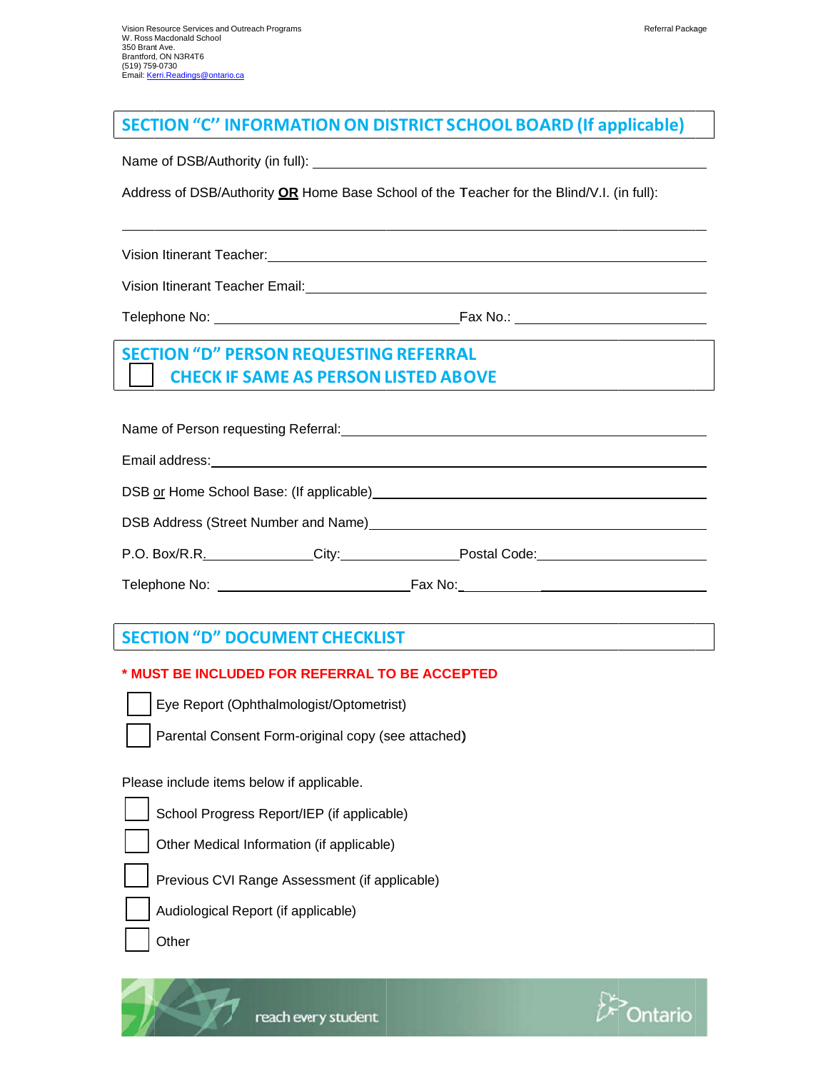Vision Resource Services and Outreach Programs
W. Ross Macdonald School
350 Brant Ave.
Brantford, ON N3R4T6
(519) 759-0730
Email: Kerri.Readings@ontario.ca

## SECTION "C" INFORMATION ON DISTRICT SCHOOL BOARD (If applicable)

Name of DSB/Authority (in full): ______________________________

Address of DSB/Authority **OR** Home Base School of the Teacher for the Blind/V.I. (in full):

______________________________

Vision Itinerant Teacher: ______________________________

Vision Itinerant Teacher Email: ______________________________

Telephone No: ______________________ Fax No.: ______________________

## SECTION "D" PERSON REQUESTING REFERRAL

☐ CHECK IF SAME AS PERSON LISTED ABOVE

Name of Person requesting Referral: ______________________________

Email address: ______________________________

DSB or Home School Base: (If applicable) ______________________________

DSB Address (Street Number and Name) ______________________________

P.O. Box/R.R. ____________ City: ____________ Postal Code: ____________

Telephone No: ______________________ Fax No: ______________________

## SECTION "D" DOCUMENT CHECKLIST

**\* MUST BE INCLUDED FOR REFERRAL TO BE ACCEPTED**

☐ Eye Report (Ophthalmologist/Optometrist)

☐ Parental Consent Form-original copy (see attached)

Please include items below if applicable.

☐ School Progress Report/IEP (if applicable)

☐ Other Medical Information (if applicable)

☐ Previous CVI Range Assessment (if applicable)

☐ Audiological Report (if applicable)

☐ Other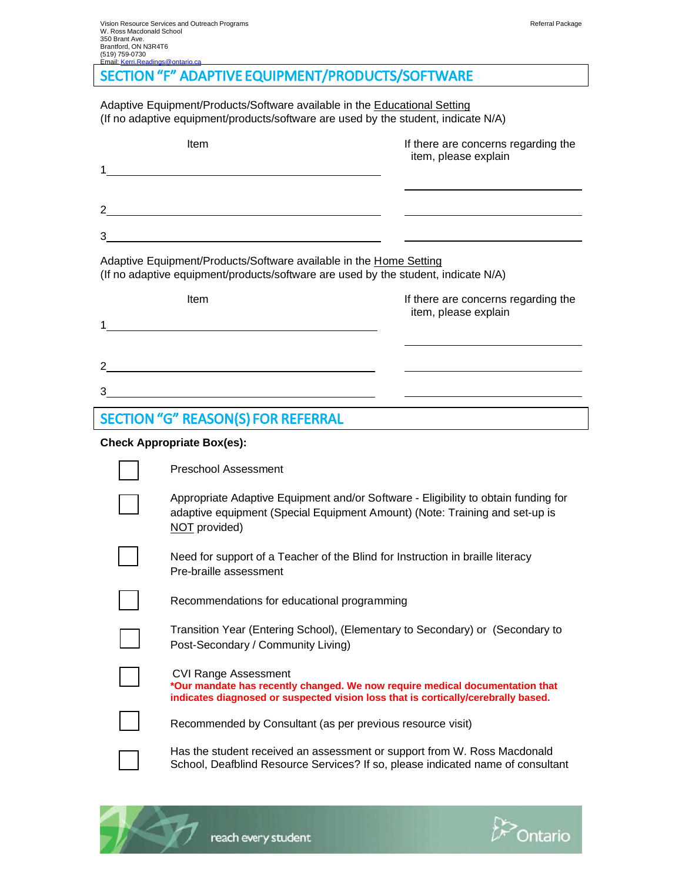## SECTION "F" ADAPTIVE EQUIPMENT/PRODUCTS/SOFTWARE

Adaptive Equipment/Products/Software available in the Educational Setting
(If no adaptive equipment/products/software are used by the student, indicate N/A)

| | Item | If there are concerns regarding the item, please explain |
|---|---|---|
| 1 | | |
| 2 | | |
| 3 | | |

Adaptive Equipment/Products/Software available in the Home Setting
(If no adaptive equipment/products/software are used by the student, indicate N/A)

| | Item | If there are concerns regarding the item, please explain |
|---|---|---|
| 1 | | |
| 2 | | |
| 3 | | |

## SECTION "G" REASON(S) FOR REFERRAL

**Check Appropriate Box(es):**

- ☐ Preschool Assessment
- ☐ Appropriate Adaptive Equipment and/or Software - Eligibility to obtain funding for adaptive equipment (Special Equipment Amount) (Note: Training and set-up is NOT provided)
- ☐ Need for support of a Teacher of the Blind for Instruction in braille literacy Pre-braille assessment
- ☐ Recommendations for educational programming
- ☐ Transition Year (Entering School), (Elementary to Secondary) or (Secondary to Post-Secondary / Community Living)
- ☐ CVI Range Assessment
  **\*Our mandate has recently changed. We now require medical documentation that indicates diagnosed or suspected vision loss that is cortically/cerebrally based.**
- ☐ Recommended by Consultant (as per previous resource visit)
- ☐ Has the student received an assessment or support from W. Ross Macdonald School, Deafblind Resource Services? If so, please indicated name of consultant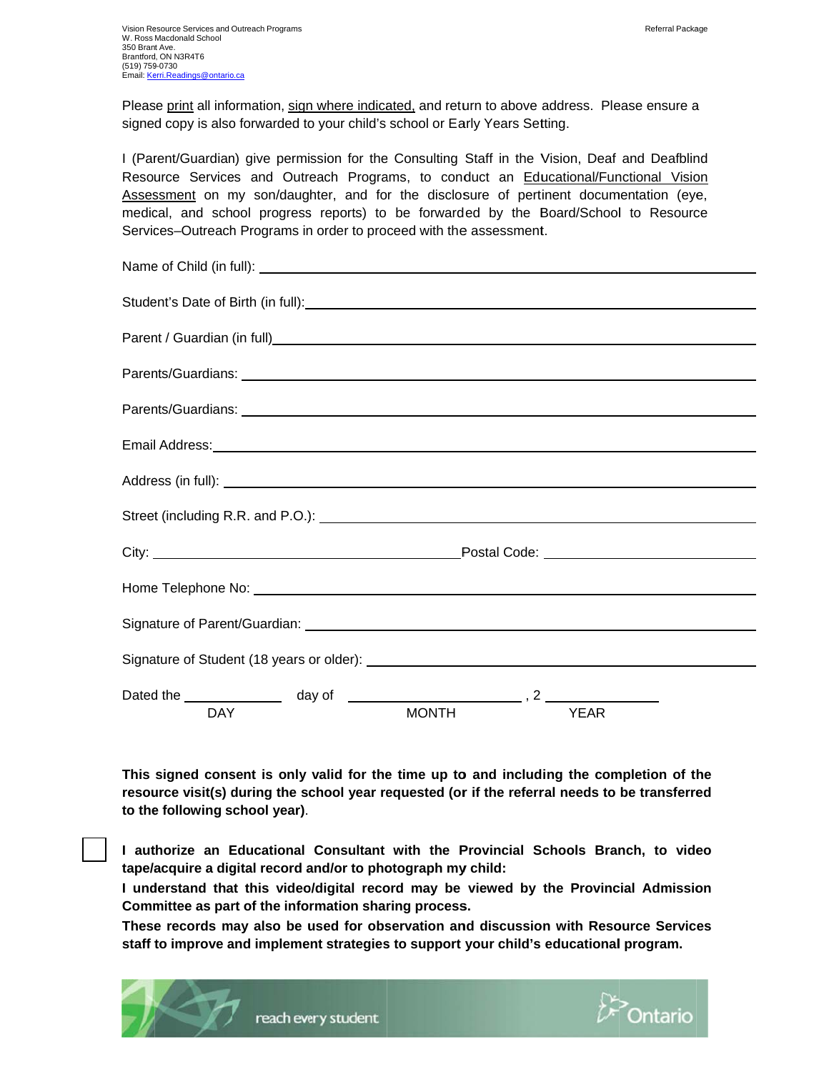Vision Resource Services and Outreach Programs
W. Ross Macdonald School
350 Brant Ave.
Brantford, ON N3R4T6
(519) 759-0730
Email: Kerri.Readings@ontario.ca

Referral Package

Please print all information, sign where indicated, and return to above address. Please ensure a signed copy is also forwarded to your child's school or Early Years Setting.

I (Parent/Guardian) give permission for the Consulting Staff in the Vision, Deaf and Deafblind Resource Services and Outreach Programs, to conduct an Educational/Functional Vision Assessment on my son/daughter, and for the disclosure of pertinent documentation (eye, medical, and school progress reports) to be forwarded by the Board/School to Resource Services–Outreach Programs in order to proceed with the assessment.

Name of Child (in full): ______________________________

Student's Date of Birth (in full): ______________________________

Parent / Guardian (in full) ______________________________

Parents/Guardians: ______________________________

Parents/Guardians: ______________________________

Email Address: ______________________________

Address (in full): ______________________________

Street (including R.R. and P.O.): ______________________________

City: ______________________ Postal Code: ______________________

Home Telephone No: ______________________________

Signature of Parent/Guardian: ______________________________

Signature of Student (18 years or older): ______________________________

Dated the __________ day of ____________________, 2 __________
DAY MONTH YEAR

**This signed consent is only valid for the time up to and including the completion of the resource visit(s) during the school year requested (or if the referral needs to be transferred to the following school year)**.

☐ **I authorize an Educational Consultant with the Provincial Schools Branch, to video tape/acquire a digital record and/or to photograph my child:**

**I understand that this video/digital record may be viewed by the Provincial Admission Committee as part of the information sharing process.**

**These records may also be used for observation and discussion with Resource Services staff to improve and implement strategies to support your child's educational program.**

reach every student

Ontario